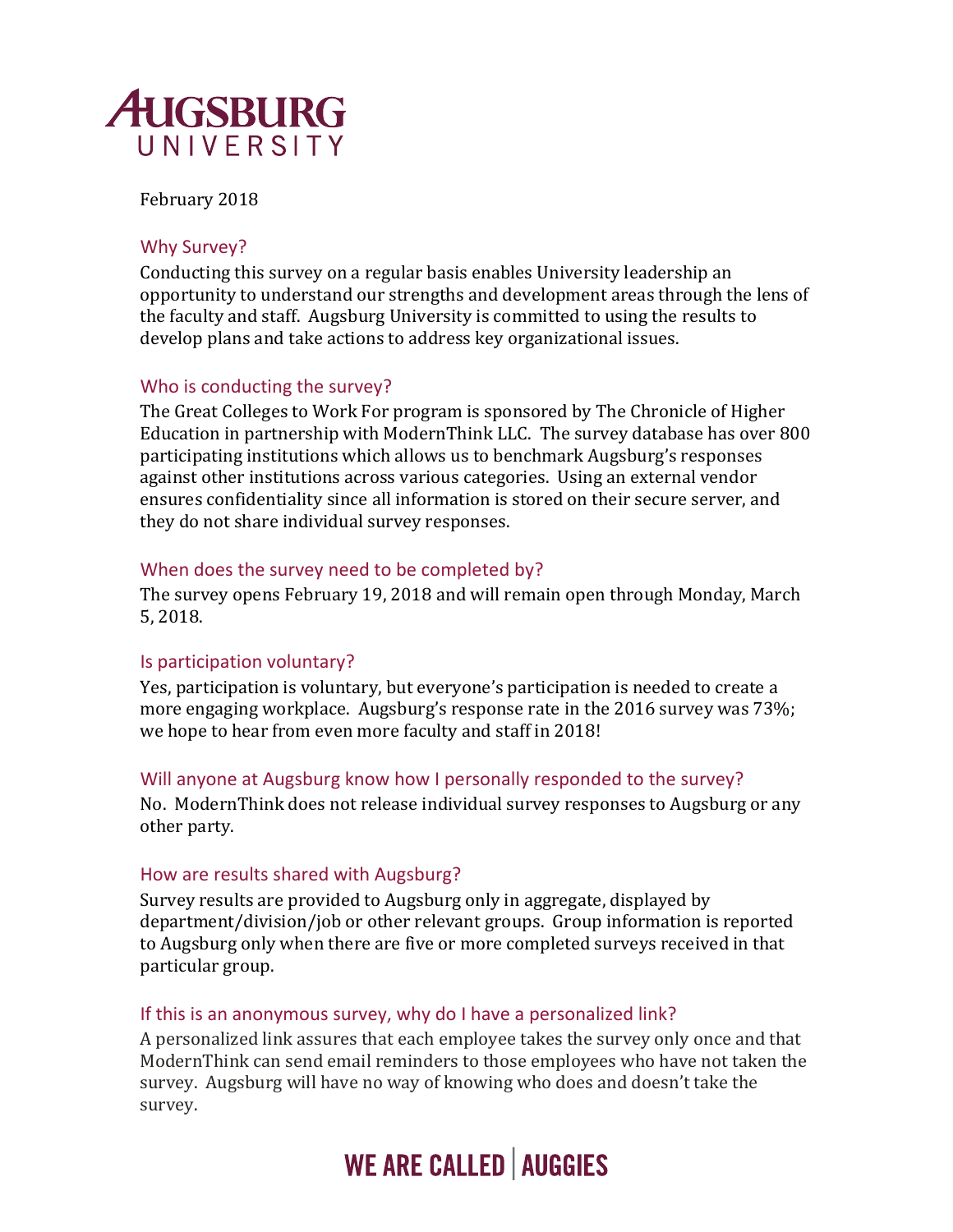# Augsburg University

February 2018

## Why Survey?

Conducting this survey on a regular basis enables University leadership an opportunity to understand our strengths and development areas through the lens of the faculty and staff. Augsburg University is committed to using the results to develop plans and take actions to address key organizational issues.

## Who is conducting the survey?

The Great Colleges to Work For program is sponsored by The Chronicle of Higher Education in partnership with ModernThink LLC. The survey database has over 800 participating institutions which allows us to benchmark Augsburg's responses against other institutions across various categories. Using an external vendor ensures confidentiality since all information is stored on their secure server, and they do not share individual survey responses.

## When does the survey need to be completed by?

The survey opens February 19, 2018 and will remain open through Monday, March 5, 2018.

## Is participation voluntary?

Yes, participation is voluntary, but everyone's participation is needed to create a more engaging workplace. Augsburg's response rate in the 2016 survey was 73%; we hope to hear from even more faculty and staff in 2018!

## Will anyone at Augsburg know how I personally responded to the survey?

No. ModernThink does not release individual survey responses to Augsburg or any other party.

## How are results shared with Augsburg?

Survey results are provided to Augsburg only in aggregate, displayed by department/division/job or other relevant groups. Group information is reported to Augsburg only when there are five or more completed surveys received in that particular group.

## If this is an anonymous survey, why do I have a personalized link?

A personalized link assures that each employee takes the survey only once and that ModernThink can send email reminders to those employees who have not taken the survey. Augsburg will have no way of knowing who does and doesn't take the survey.

WE ARE CALLED | AUGGIES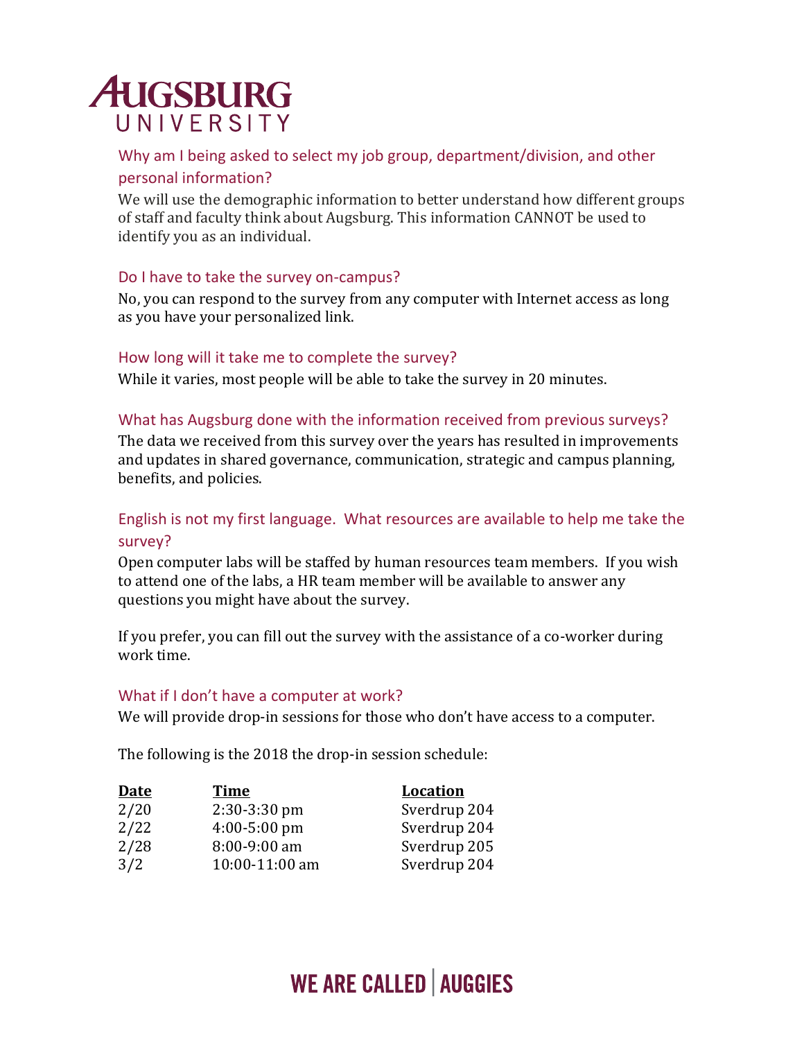# AUGSBURG UNIVERSITY

### Why am I being asked to select my job group, department/division, and other personal information?

We will use the demographic information to better understand how different groups of staff and faculty think about Augsburg. This information CANNOT be used to identify you as an individual.

### Do I have to take the survey on-campus?

No, you can respond to the survey from any computer with Internet access as long as you have your personalized link.

### How long will it take me to complete the survey?

While it varies, most people will be able to take the survey in 20 minutes.

### What has Augsburg done with the information received from previous surveys?

The data we received from this survey over the years has resulted in improvements and updates in shared governance, communication, strategic and campus planning, benefits, and policies.

### English is not my first language. What resources are available to help me take the survey?

Open computer labs will be staffed by human resources team members. If you wish to attend one of the labs, a HR team member will be available to answer any questions you might have about the survey.

If you prefer, you can fill out the survey with the assistance of a co-worker during work time.

### What if I don't have a computer at work?

We will provide drop-in sessions for those who don't have access to a computer.

The following is the 2018 the drop-in session schedule:

| Date | Time | Location |
|---|---|---|
| 2/20 | 2:30-3:30 pm | Sverdrup 204 |
| 2/22 | 4:00-5:00 pm | Sverdrup 204 |
| 2/28 | 8:00-9:00 am | Sverdrup 205 |
| 3/2 | 10:00-11:00 am | Sverdrup 204 |

WE ARE CALLED | AUGGIES